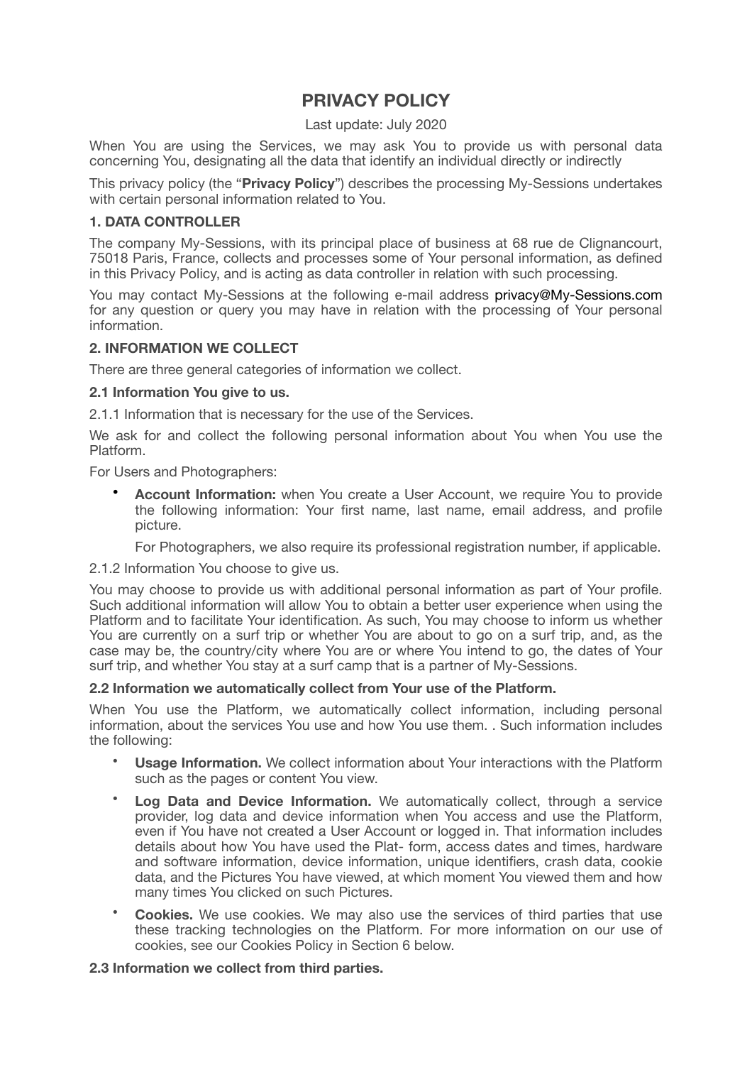# PRIVACY POLICY

Last update: July 2020

When You are using the Services, we may ask You to provide us with personal data concerning You, designating all the data that identify an individual directly or indirectly

This privacy policy (the "**Privacy Policy**") describes the processing My-Sessions undertakes with certain personal information related to You.

### 1. DATA CONTROLLER

The company My-Sessions, with its principal place of business at 68 rue de Clignancourt, 75018 Paris, France, collects and processes some of Your personal information, as defined in this Privacy Policy, and is acting as data controller in relation with such processing.

You may contact My-Sessions at the following e-mail address privacy@My-Sessions.com for any question or query you may have in relation with the processing of Your personal information.

### 2. INFORMATION WE COLLECT

There are three general categories of information we collect.

#### 2.1 Information You give to us.

2.1.1 Information that is necessary for the use of the Services.

We ask for and collect the following personal information about You when You use the Platform.

For Users and Photographers:

- **Account Information:** when You create a User Account, we require You to provide the following information: Your first name, last name, email address, and profile picture.

  For Photographers, we also require its professional registration number, if applicable.

2.1.2 Information You choose to give us.

You may choose to provide us with additional personal information as part of Your profile. Such additional information will allow You to obtain a better user experience when using the Platform and to facilitate Your identification. As such, You may choose to inform us whether You are currently on a surf trip or whether You are about to go on a surf trip, and, as the case may be, the country/city where You are or where You intend to go, the dates of Your surf trip, and whether You stay at a surf camp that is a partner of My-Sessions.

#### 2.2 Information we automatically collect from Your use of the Platform.

When You use the Platform, we automatically collect information, including personal information, about the services You use and how You use them. . Such information includes the following:

- **Usage Information.** We collect information about Your interactions with the Platform such as the pages or content You view.
- **Log Data and Device Information.** We automatically collect, through a service provider, log data and device information when You access and use the Platform, even if You have not created a User Account or logged in. That information includes details about how You have used the Plat- form, access dates and times, hardware and software information, device information, unique identifiers, crash data, cookie data, and the Pictures You have viewed, at which moment You viewed them and how many times You clicked on such Pictures.
- **Cookies.** We use cookies. We may also use the services of third parties that use these tracking technologies on the Platform. For more information on our use of cookies, see our Cookies Policy in Section 6 below.

#### 2.3 Information we collect from third parties.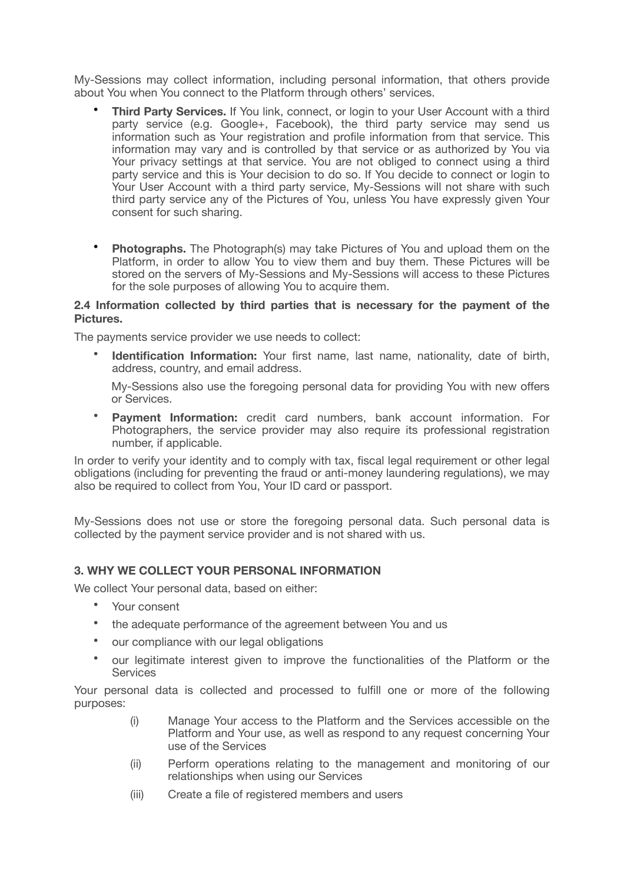My-Sessions may collect information, including personal information, that others provide about You when You connect to the Platform through others' services.

- **Third Party Services.** If You link, connect, or login to your User Account with a third party service (e.g. Google+, Facebook), the third party service may send us information such as Your registration and profile information from that service. This information may vary and is controlled by that service or as authorized by You via Your privacy settings at that service. You are not obliged to connect using a third party service and this is Your decision to do so. If You decide to connect or login to Your User Account with a third party service, My-Sessions will not share with such third party service any of the Pictures of You, unless You have expressly given Your consent for such sharing.

- **Photographs.** The Photograph(s) may take Pictures of You and upload them on the Platform, in order to allow You to view them and buy them. These Pictures will be stored on the servers of My-Sessions and My-Sessions will access to these Pictures for the sole purposes of allowing You to acquire them.

**2.4 Information collected by third parties that is necessary for the payment of the Pictures.**

The payments service provider we use needs to collect:

- **Identification Information:** Your first name, last name, nationality, date of birth, address, country, and email address.

  My-Sessions also use the foregoing personal data for providing You with new offers or Services.

- **Payment Information:** credit card numbers, bank account information. For Photographers, the service provider may also require its professional registration number, if applicable.

In order to verify your identity and to comply with tax, fiscal legal requirement or other legal obligations (including for preventing the fraud or anti-money laundering regulations), we may also be required to collect from You, Your ID card or passport.

My-Sessions does not use or store the foregoing personal data. Such personal data is collected by the payment service provider and is not shared with us.

## 3. WHY WE COLLECT YOUR PERSONAL INFORMATION

We collect Your personal data, based on either:

- Your consent
- the adequate performance of the agreement between You and us
- our compliance with our legal obligations
- our legitimate interest given to improve the functionalities of the Platform or the Services

Your personal data is collected and processed to fulfill one or more of the following purposes:

(i) Manage Your access to the Platform and the Services accessible on the Platform and Your use, as well as respond to any request concerning Your use of the Services

(ii) Perform operations relating to the management and monitoring of our relationships when using our Services

(iii) Create a file of registered members and users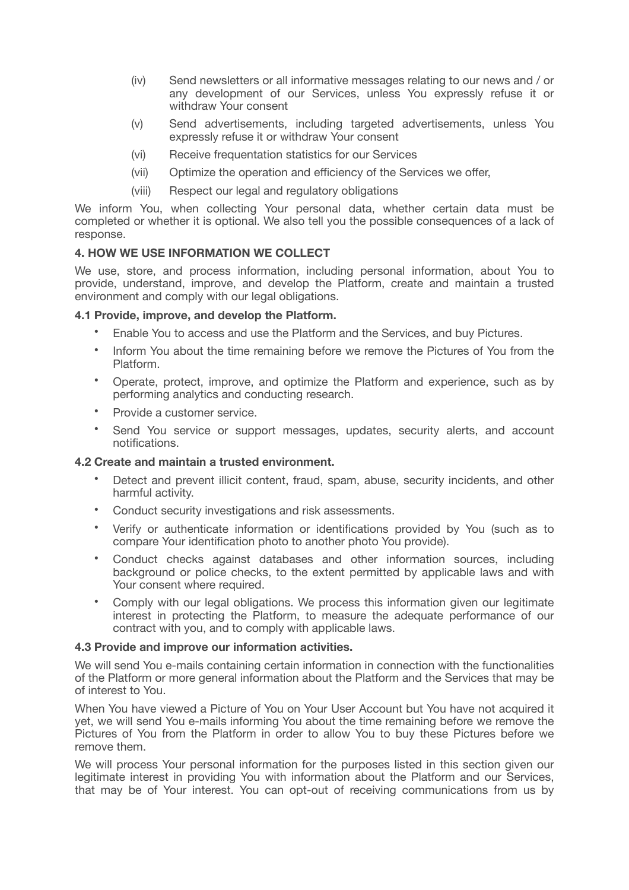(iv) Send newsletters or all informative messages relating to our news and / or any development of our Services, unless You expressly refuse it or withdraw Your consent

(v) Send advertisements, including targeted advertisements, unless You expressly refuse it or withdraw Your consent

(vi) Receive frequentation statistics for our Services

(vii) Optimize the operation and efficiency of the Services we offer,

(viii) Respect our legal and regulatory obligations

We inform You, when collecting Your personal data, whether certain data must be completed or whether it is optional. We also tell you the possible consequences of a lack of response.

## 4. HOW WE USE INFORMATION WE COLLECT

We use, store, and process information, including personal information, about You to provide, understand, improve, and develop the Platform, create and maintain a trusted environment and comply with our legal obligations.

### 4.1 Provide, improve, and develop the Platform.

- Enable You to access and use the Platform and the Services, and buy Pictures.
- Inform You about the time remaining before we remove the Pictures of You from the Platform.
- Operate, protect, improve, and optimize the Platform and experience, such as by performing analytics and conducting research.
- Provide a customer service.
- Send You service or support messages, updates, security alerts, and account notifications.

### 4.2 Create and maintain a trusted environment.

- Detect and prevent illicit content, fraud, spam, abuse, security incidents, and other harmful activity.
- Conduct security investigations and risk assessments.
- Verify or authenticate information or identifications provided by You (such as to compare Your identification photo to another photo You provide).
- Conduct checks against databases and other information sources, including background or police checks, to the extent permitted by applicable laws and with Your consent where required.
- Comply with our legal obligations. We process this information given our legitimate interest in protecting the Platform, to measure the adequate performance of our contract with you, and to comply with applicable laws.

### 4.3 Provide and improve our information activities.

We will send You e-mails containing certain information in connection with the functionalities of the Platform or more general information about the Platform and the Services that may be of interest to You.

When You have viewed a Picture of You on Your User Account but You have not acquired it yet, we will send You e-mails informing You about the time remaining before we remove the Pictures of You from the Platform in order to allow You to buy these Pictures before we remove them.

We will process Your personal information for the purposes listed in this section given our legitimate interest in providing You with information about the Platform and our Services, that may be of Your interest. You can opt-out of receiving communications from us by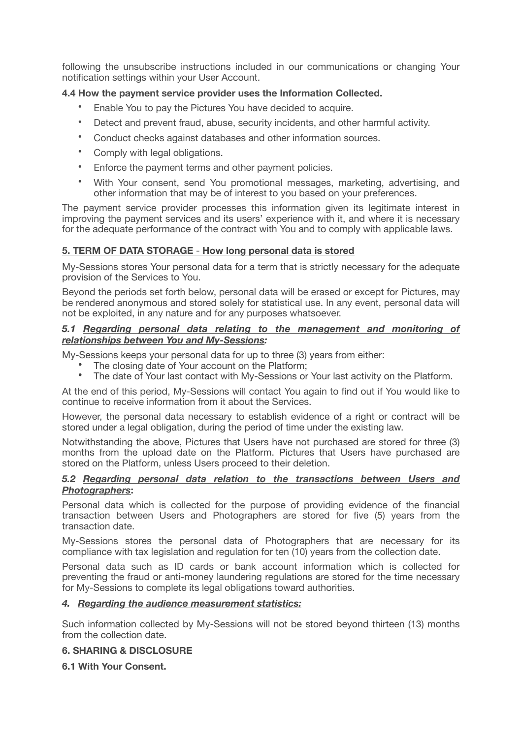following the unsubscribe instructions included in our communications or changing Your notification settings within your User Account.

### 4.4 How the payment service provider uses the Information Collected.

- Enable You to pay the Pictures You have decided to acquire.
- Detect and prevent fraud, abuse, security incidents, and other harmful activity.
- Conduct checks against databases and other information sources.
- Comply with legal obligations.
- Enforce the payment terms and other payment policies.
- With Your consent, send You promotional messages, marketing, advertising, and other information that may be of interest to you based on your preferences.

The payment service provider processes this information given its legitimate interest in improving the payment services and its users' experience with it, and where it is necessary for the adequate performance of the contract with You and to comply with applicable laws.

## <u>5. TERM OF DATA STORAGE</u> - <u>How long personal data is stored</u>

My-Sessions stores Your personal data for a term that is strictly necessary for the adequate provision of the Services to You.

Beyond the periods set forth below, personal data will be erased or except for Pictures, may be rendered anonymous and stored solely for statistical use. In any event, personal data will not be exploited, in any nature and for any purposes whatsoever.

### *5.1 <u>Regarding personal data relating to the management and monitoring of relationships between You and My-Sessions</u>:*

My-Sessions keeps your personal data for up to three (3) years from either:

- The closing date of Your account on the Platform;
- The date of Your last contact with My-Sessions or Your last activity on the Platform.

At the end of this period, My-Sessions will contact You again to find out if You would like to continue to receive information from it about the Services.

However, the personal data necessary to establish evidence of a right or contract will be stored under a legal obligation, during the period of time under the existing law.

Notwithstanding the above, Pictures that Users have not purchased are stored for three (3) months from the upload date on the Platform. Pictures that Users have purchased are stored on the Platform, unless Users proceed to their deletion.

### *5.2 <u>Regarding personal data relation to the transactions between Users and Photographers</u>*:

Personal data which is collected for the purpose of providing evidence of the financial transaction between Users and Photographers are stored for five (5) years from the transaction date.

My-Sessions stores the personal data of Photographers that are necessary for its compliance with tax legislation and regulation for ten (10) years from the collection date.

Personal data such as ID cards or bank account information which is collected for preventing the fraud or anti-money laundering regulations are stored for the time necessary for My-Sessions to complete its legal obligations toward authorities.

### *4. <u>Regarding the audience measurement statistics:</u>*

Such information collected by My-Sessions will not be stored beyond thirteen (13) months from the collection date.

## 6. SHARING & DISCLOSURE

### 6.1 With Your Consent.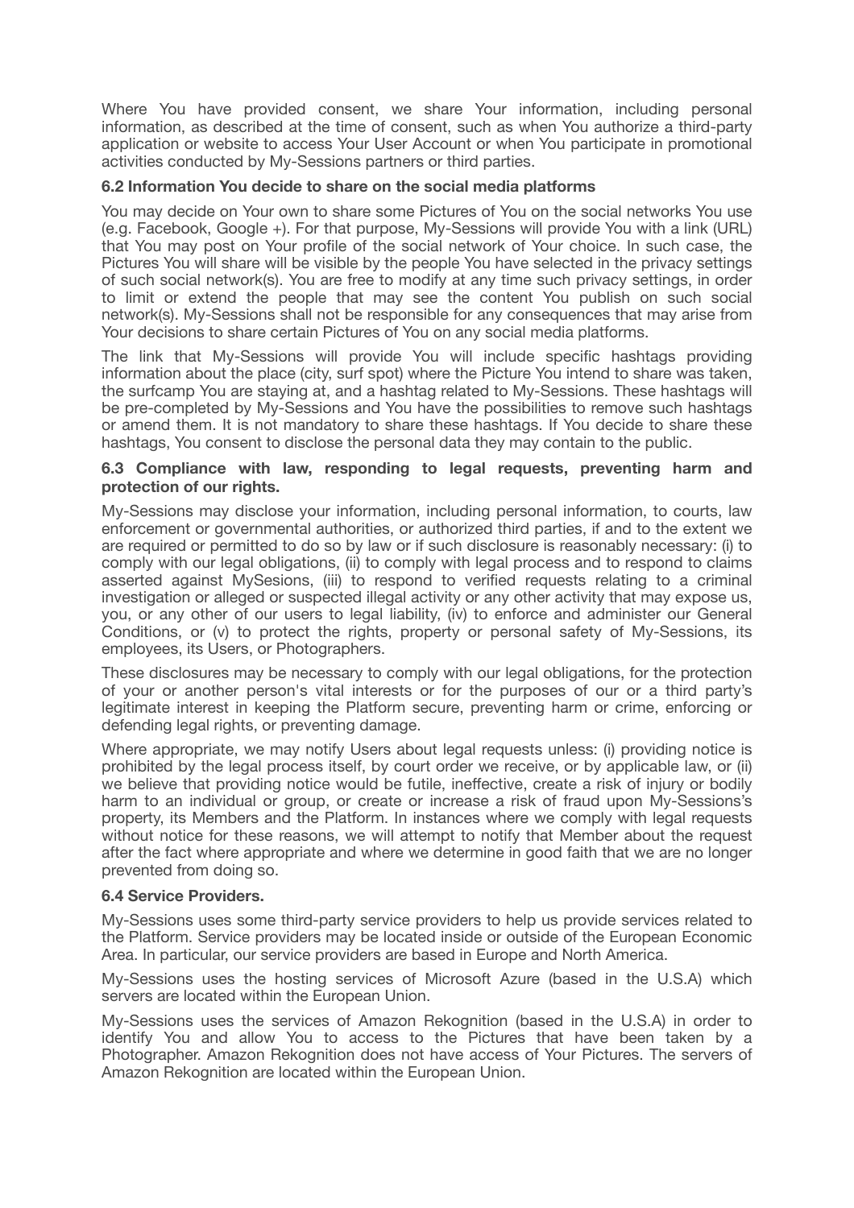Where You have provided consent, we share Your information, including personal information, as described at the time of consent, such as when You authorize a third-party application or website to access Your User Account or when You participate in promotional activities conducted by My-Sessions partners or third parties.

### 6.2 Information You decide to share on the social media platforms

You may decide on Your own to share some Pictures of You on the social networks You use (e.g. Facebook, Google +). For that purpose, My-Sessions will provide You with a link (URL) that You may post on Your profile of the social network of Your choice. In such case, the Pictures You will share will be visible by the people You have selected in the privacy settings of such social network(s). You are free to modify at any time such privacy settings, in order to limit or extend the people that may see the content You publish on such social network(s). My-Sessions shall not be responsible for any consequences that may arise from Your decisions to share certain Pictures of You on any social media platforms.

The link that My-Sessions will provide You will include specific hashtags providing information about the place (city, surf spot) where the Picture You intend to share was taken, the surfcamp You are staying at, and a hashtag related to My-Sessions. These hashtags will be pre-completed by My-Sessions and You have the possibilities to remove such hashtags or amend them. It is not mandatory to share these hashtags. If You decide to share these hashtags, You consent to disclose the personal data they may contain to the public.

### 6.3 Compliance with law, responding to legal requests, preventing harm and protection of our rights.

My-Sessions may disclose your information, including personal information, to courts, law enforcement or governmental authorities, or authorized third parties, if and to the extent we are required or permitted to do so by law or if such disclosure is reasonably necessary: (i) to comply with our legal obligations, (ii) to comply with legal process and to respond to claims asserted against MySesions, (iii) to respond to verified requests relating to a criminal investigation or alleged or suspected illegal activity or any other activity that may expose us, you, or any other of our users to legal liability, (iv) to enforce and administer our General Conditions, or (v) to protect the rights, property or personal safety of My-Sessions, its employees, its Users, or Photographers.

These disclosures may be necessary to comply with our legal obligations, for the protection of your or another person's vital interests or for the purposes of our or a third party's legitimate interest in keeping the Platform secure, preventing harm or crime, enforcing or defending legal rights, or preventing damage.

Where appropriate, we may notify Users about legal requests unless: (i) providing notice is prohibited by the legal process itself, by court order we receive, or by applicable law, or (ii) we believe that providing notice would be futile, ineffective, create a risk of injury or bodily harm to an individual or group, or create or increase a risk of fraud upon My-Sessions's property, its Members and the Platform. In instances where we comply with legal requests without notice for these reasons, we will attempt to notify that Member about the request after the fact where appropriate and where we determine in good faith that we are no longer prevented from doing so.

### 6.4 Service Providers.

My-Sessions uses some third-party service providers to help us provide services related to the Platform. Service providers may be located inside or outside of the European Economic Area. In particular, our service providers are based in Europe and North America.

My-Sessions uses the hosting services of Microsoft Azure (based in the U.S.A) which servers are located within the European Union.

My-Sessions uses the services of Amazon Rekognition (based in the U.S.A) in order to identify You and allow You to access to the Pictures that have been taken by a Photographer. Amazon Rekognition does not have access of Your Pictures. The servers of Amazon Rekognition are located within the European Union.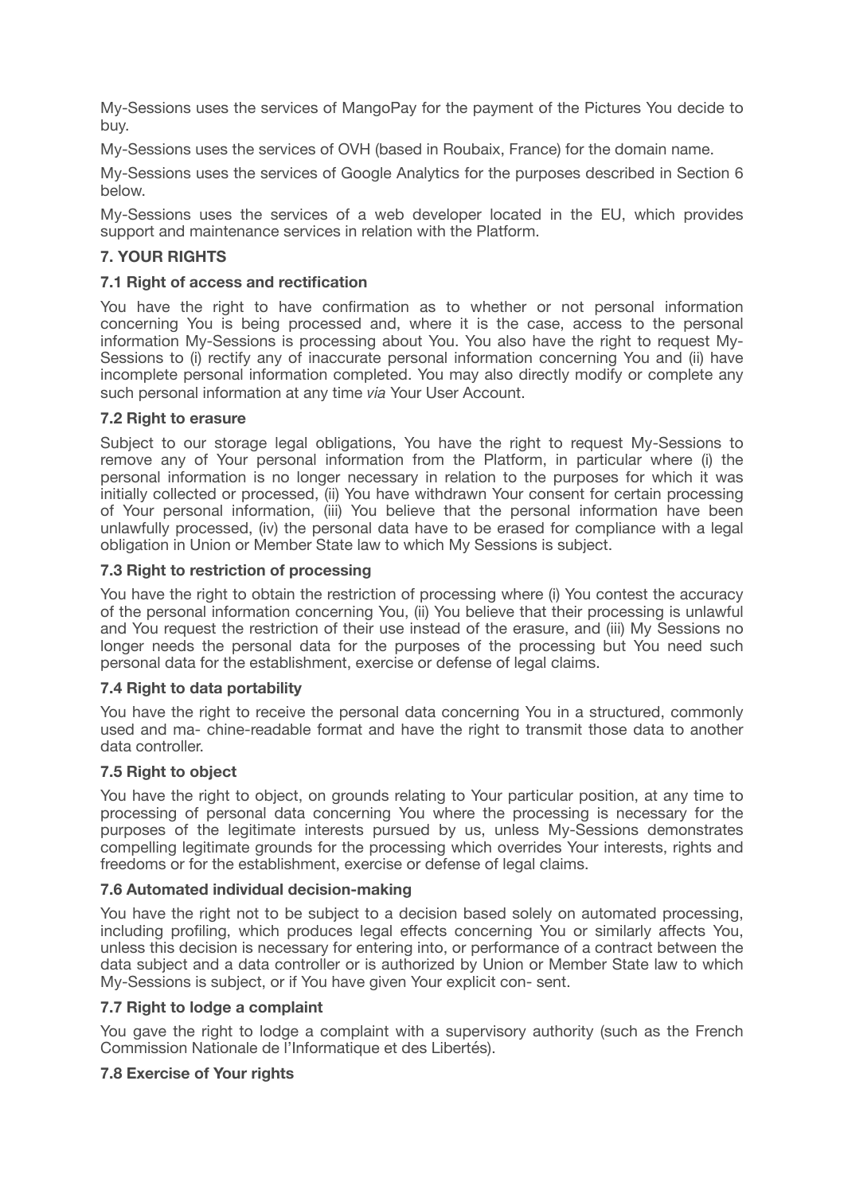My-Sessions uses the services of MangoPay for the payment of the Pictures You decide to buy.

My-Sessions uses the services of OVH (based in Roubaix, France) for the domain name.

My-Sessions uses the services of Google Analytics for the purposes described in Section 6 below.

My-Sessions uses the services of a web developer located in the EU, which provides support and maintenance services in relation with the Platform.

## 7. YOUR RIGHTS

### 7.1 Right of access and rectification

You have the right to have confirmation as to whether or not personal information concerning You is being processed and, where it is the case, access to the personal information My-Sessions is processing about You. You also have the right to request My-Sessions to (i) rectify any of inaccurate personal information concerning You and (ii) have incomplete personal information completed. You may also directly modify or complete any such personal information at any time *via* Your User Account.

### 7.2 Right to erasure

Subject to our storage legal obligations, You have the right to request My-Sessions to remove any of Your personal information from the Platform, in particular where (i) the personal information is no longer necessary in relation to the purposes for which it was initially collected or processed, (ii) You have withdrawn Your consent for certain processing of Your personal information, (iii) You believe that the personal information have been unlawfully processed, (iv) the personal data have to be erased for compliance with a legal obligation in Union or Member State law to which My Sessions is subject.

### 7.3 Right to restriction of processing

You have the right to obtain the restriction of processing where (i) You contest the accuracy of the personal information concerning You, (ii) You believe that their processing is unlawful and You request the restriction of their use instead of the erasure, and (iii) My Sessions no longer needs the personal data for the purposes of the processing but You need such personal data for the establishment, exercise or defense of legal claims.

### 7.4 Right to data portability

You have the right to receive the personal data concerning You in a structured, commonly used and ma- chine-readable format and have the right to transmit those data to another data controller.

### 7.5 Right to object

You have the right to object, on grounds relating to Your particular position, at any time to processing of personal data concerning You where the processing is necessary for the purposes of the legitimate interests pursued by us, unless My-Sessions demonstrates compelling legitimate grounds for the processing which overrides Your interests, rights and freedoms or for the establishment, exercise or defense of legal claims.

### 7.6 Automated individual decision-making

You have the right not to be subject to a decision based solely on automated processing, including profiling, which produces legal effects concerning You or similarly affects You, unless this decision is necessary for entering into, or performance of a contract between the data subject and a data controller or is authorized by Union or Member State law to which My-Sessions is subject, or if You have given Your explicit con- sent.

### 7.7 Right to lodge a complaint

You gave the right to lodge a complaint with a supervisory authority (such as the French Commission Nationale de l'Informatique et des Libertés).

### 7.8 Exercise of Your rights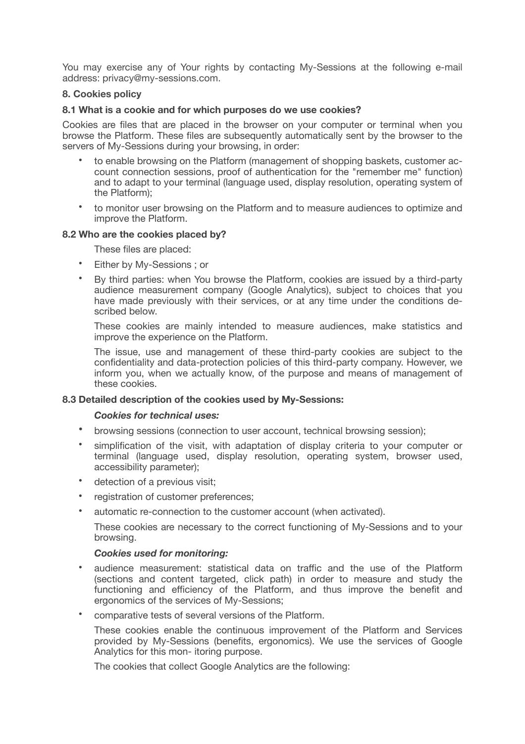You may exercise any of Your rights by contacting My-Sessions at the following e-mail address: privacy@my-sessions.com.

## 8. Cookies policy

### 8.1 What is a cookie and for which purposes do we use cookies?

Cookies are files that are placed in the browser on your computer or terminal when you browse the Platform. These files are subsequently automatically sent by the browser to the servers of My-Sessions during your browsing, in order:

- to enable browsing on the Platform (management of shopping baskets, customer account connection sessions, proof of authentication for the "remember me" function) and to adapt to your terminal (language used, display resolution, operating system of the Platform);
- to monitor user browsing on the Platform and to measure audiences to optimize and improve the Platform.

### 8.2 Who are the cookies placed by?

These files are placed:

- Either by My-Sessions ; or
- By third parties: when You browse the Platform, cookies are issued by a third-party audience measurement company (Google Analytics), subject to choices that you have made previously with their services, or at any time under the conditions described below.

  These cookies are mainly intended to measure audiences, make statistics and improve the experience on the Platform.

  The issue, use and management of these third-party cookies are subject to the confidentiality and data-protection policies of this third-party company. However, we inform you, when we actually know, of the purpose and means of management of these cookies.

### 8.3 Detailed description of the cookies used by My-Sessions:

***Cookies for technical uses:***

- browsing sessions (connection to user account, technical browsing session);
- simplification of the visit, with adaptation of display criteria to your computer or terminal (language used, display resolution, operating system, browser used, accessibility parameter);
- detection of a previous visit;
- registration of customer preferences;
- automatic re-connection to the customer account (when activated).

  These cookies are necessary to the correct functioning of My-Sessions and to your browsing.

***Cookies used for monitoring:***

- audience measurement: statistical data on traffic and the use of the Platform (sections and content targeted, click path) in order to measure and study the functioning and efficiency of the Platform, and thus improve the benefit and ergonomics of the services of My-Sessions;
- comparative tests of several versions of the Platform.

  These cookies enable the continuous improvement of the Platform and Services provided by My-Sessions (benefits, ergonomics). We use the services of Google Analytics for this mon- itoring purpose.

  The cookies that collect Google Analytics are the following: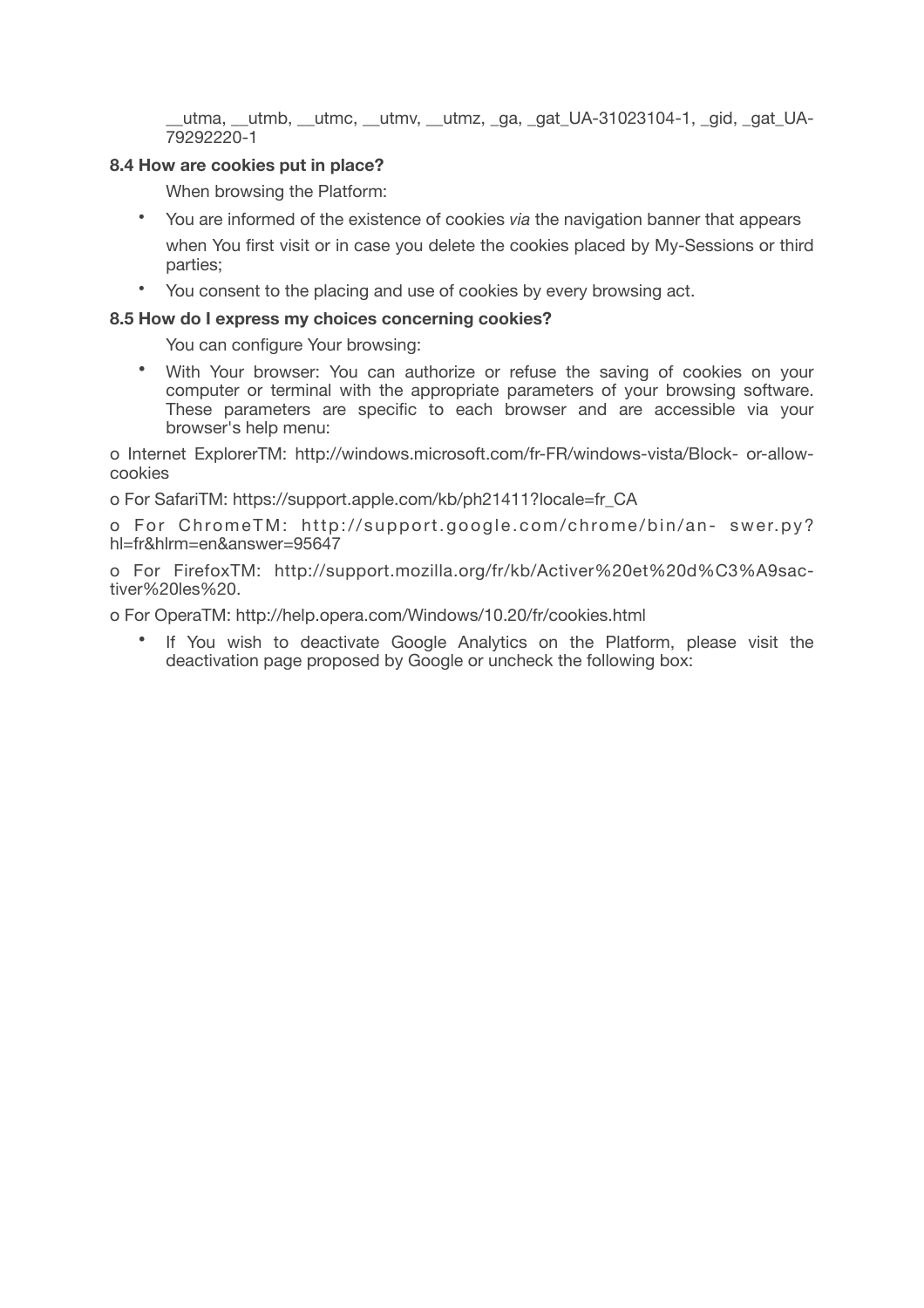__utma, __utmb, __utmc, __utmv, __utmz, _ga, _gat_UA-31023104-1, _gid, _gat_UA-79292220-1

**8.4 How are cookies put in place?**

When browsing the Platform:

- You are informed of the existence of cookies *via* the navigation banner that appears when You first visit or in case you delete the cookies placed by My-Sessions or third parties;
- You consent to the placing and use of cookies by every browsing act.

**8.5 How do I express my choices concerning cookies?**

You can configure Your browsing:

- With Your browser: You can authorize or refuse the saving of cookies on your computer or terminal with the appropriate parameters of your browsing software. These parameters are specific to each browser and are accessible via your browser's help menu:

o Internet ExplorerTM: http://windows.microsoft.com/fr-FR/windows-vista/Block- or-allow-cookies

o For SafariTM: https://support.apple.com/kb/ph21411?locale=fr_CA

o For ChromeTM: http://support.google.com/chrome/bin/an- swer.py?hl=fr&hlrm=en&answer=95647

o For FirefoxTM: http://support.mozilla.org/fr/kb/Activer%20et%20d%C3%A9sac-tiver%20les%20.

o For OperaTM: http://help.opera.com/Windows/10.20/fr/cookies.html

- If You wish to deactivate Google Analytics on the Platform, please visit the deactivation page proposed by Google or uncheck the following box: